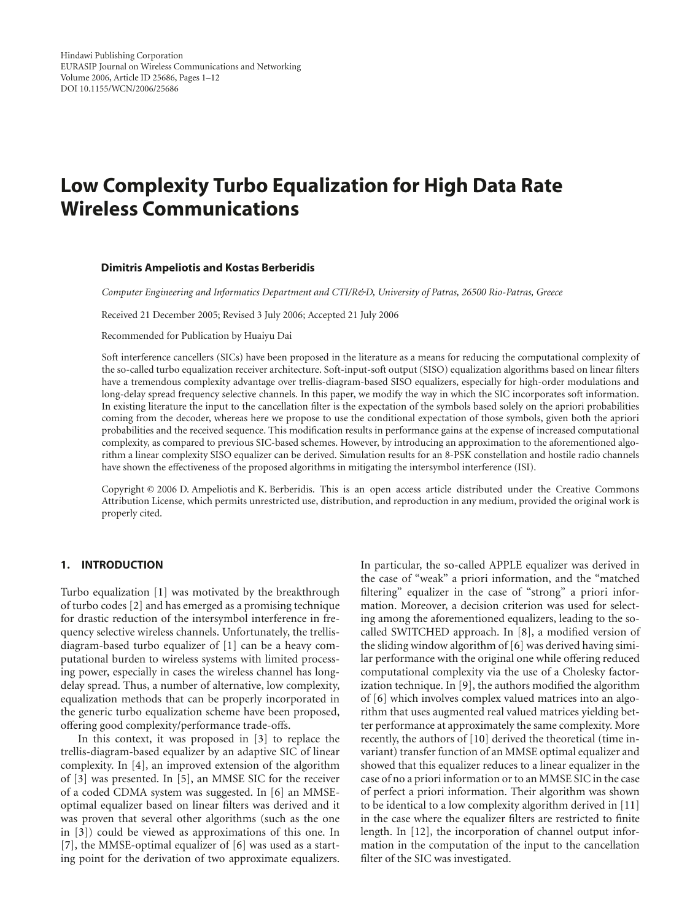Hindawi Publishing Corporation
EURASIP Journal on Wireless Communications and Networking
Volume 2006, Article ID 25686, Pages 1–12
DOI 10.1155/WCN/2006/25686

# Low Complexity Turbo Equalization for High Data Rate Wireless Communications

**Dimitris Ampeliotis and Kostas Berberidis**

*Computer Engineering and Informatics Department and CTI/R&D, University of Patras, 26500 Rio-Patras, Greece*

Received 21 December 2005; Revised 3 July 2006; Accepted 21 July 2006

Recommended for Publication by Huaiyu Dai

Soft interference cancellers (SICs) have been proposed in the literature as a means for reducing the computational complexity of the so-called turbo equalization receiver architecture. Soft-input-soft output (SISO) equalization algorithms based on linear filters have a tremendous complexity advantage over trellis-diagram-based SISO equalizers, especially for high-order modulations and long-delay spread frequency selective channels. In this paper, we modify the way in which the SIC incorporates soft information. In existing literature the input to the cancellation filter is the expectation of the symbols based solely on the apriori probabilities coming from the decoder, whereas here we propose to use the conditional expectation of those symbols, given both the apriori probabilities and the received sequence. This modification results in performance gains at the expense of increased computational complexity, as compared to previous SIC-based schemes. However, by introducing an approximation to the aforementioned algorithm a linear complexity SISO equalizer can be derived. Simulation results for an 8-PSK constellation and hostile radio channels have shown the effectiveness of the proposed algorithms in mitigating the intersymbol interference (ISI).

Copyright © 2006 D. Ampeliotis and K. Berberidis. This is an open access article distributed under the Creative Commons Attribution License, which permits unrestricted use, distribution, and reproduction in any medium, provided the original work is properly cited.

## 1. INTRODUCTION

Turbo equalization [1] was motivated by the breakthrough of turbo codes [2] and has emerged as a promising technique for drastic reduction of the intersymbol interference in frequency selective wireless channels. Unfortunately, the trellis-diagram-based turbo equalizer of [1] can be a heavy computational burden to wireless systems with limited processing power, especially in cases the wireless channel has long-delay spread. Thus, a number of alternative, low complexity, equalization methods that can be properly incorporated in the generic turbo equalization scheme have been proposed, offering good complexity/performance trade-offs.

In this context, it was proposed in [3] to replace the trellis-diagram-based equalizer by an adaptive SIC of linear complexity. In [4], an improved extension of the algorithm of [3] was presented. In [5], an MMSE SIC for the receiver of a coded CDMA system was suggested. In [6] an MMSE-optimal equalizer based on linear filters was derived and it was proven that several other algorithms (such as the one in [3]) could be viewed as approximations of this one. In [7], the MMSE-optimal equalizer of [6] was used as a starting point for the derivation of two approximate equalizers. In particular, the so-called APPLE equalizer was derived in the case of "weak" a priori information, and the "matched filtering" equalizer in the case of "strong" a priori information. Moreover, a decision criterion was used for selecting among the aforementioned equalizers, leading to the so-called SWITCHED approach. In [8], a modified version of the sliding window algorithm of [6] was derived having similar performance with the original one while offering reduced computational complexity via the use of a Cholesky factorization technique. In [9], the authors modified the algorithm of [6] which involves complex valued matrices into an algorithm that uses augmented real valued matrices yielding better performance at approximately the same complexity. More recently, the authors of [10] derived the theoretical (time invariant) transfer function of an MMSE optimal equalizer and showed that this equalizer reduces to a linear equalizer in the case of no a priori information or to an MMSE SIC in the case of perfect a priori information. Their algorithm was shown to be identical to a low complexity algorithm derived in [11] in the case where the equalizer filters are restricted to finite length. In [12], the incorporation of channel output information in the computation of the input to the cancellation filter of the SIC was investigated.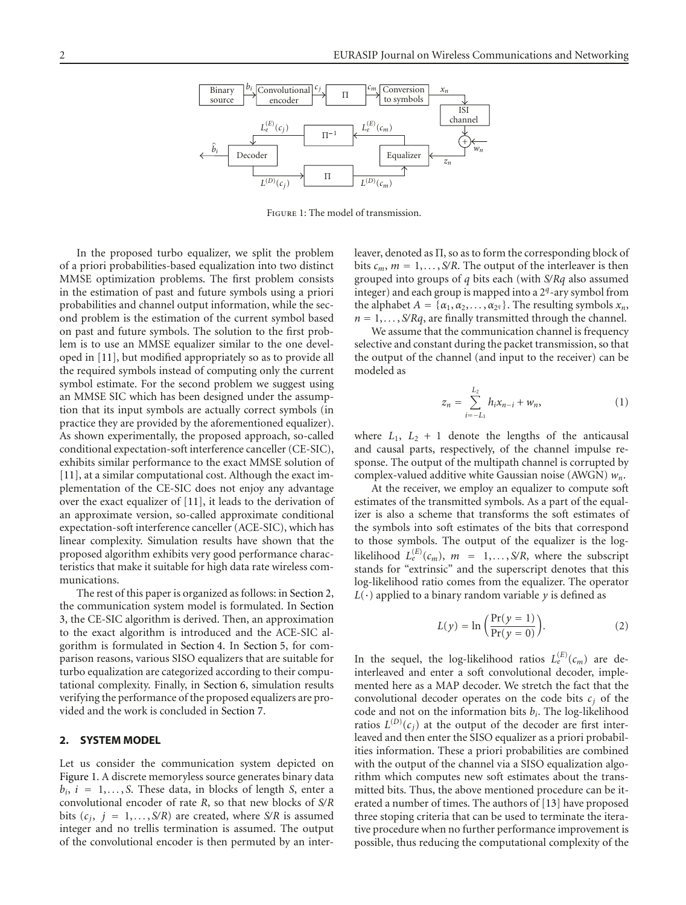Figure 1: The model of transmission.

In the proposed turbo equalizer, we split the problem of a priori probabilities-based equalization into two distinct MMSE optimization problems. The first problem consists in the estimation of past and future symbols using a priori probabilities and channel output information, while the second problem is the estimation of the current symbol based on past and future symbols. The solution to the first problem is to use an MMSE equalizer similar to the one developed in [11], but modified appropriately so as to provide all the required symbols instead of computing only the current symbol estimate. For the second problem we suggest using an MMSE SIC which has been designed under the assumption that its input symbols are actually correct symbols (in practice they are provided by the aforementioned equalizer). As shown experimentally, the proposed approach, so-called conditional expectation-soft interference canceller (CE-SIC), exhibits similar performance to the exact MMSE solution of [11], at a similar computational cost. Although the exact implementation of the CE-SIC does not enjoy any advantage over the exact equalizer of [11], it leads to the derivation of an approximate version, so-called approximate conditional expectation-soft interference canceller (ACE-SIC), which has linear complexity. Simulation results have shown that the proposed algorithm exhibits very good performance characteristics that make it suitable for high data rate wireless communications.

The rest of this paper is organized as follows: in Section 2, the communication system model is formulated. In Section 3, the CE-SIC algorithm is derived. Then, an approximation to the exact algorithm is introduced and the ACE-SIC algorithm is formulated in Section 4. In Section 5, for comparison reasons, various SISO equalizers that are suitable for turbo equalization are categorized according to their computational complexity. Finally, in Section 6, simulation results verifying the performance of the proposed equalizers are provided and the work is concluded in Section 7.

## 2. SYSTEM MODEL

Let us consider the communication system depicted on Figure 1. A discrete memoryless source generates binary data $b_i$, $i = 1, \dots, S$. These data, in blocks of length $S$, enter a convolutional encoder of rate $R$, so that new blocks of $S/R$ bits ($c_j$, $j = 1, \dots, S/R$) are created, where $S/R$ is assumed integer and no trellis termination is assumed. The output of the convolutional encoder is then permuted by an interleaver, denoted as $\Pi$, so as to form the corresponding block of bits $c_m$, $m = 1, \dots, S/R$. The output of the interleaver is then grouped into groups of $q$ bits each (with $S/Rq$ also assumed integer) and each group is mapped into a $2^q$-ary symbol from the alphabet $A = \{\alpha_1, \alpha_2, \dots, \alpha_{2^q}\}$. The resulting symbols $x_n$, $n = 1, \dots, S/Rq$, are finally transmitted through the channel.

We assume that the communication channel is frequency selective and constant during the packet transmission, so that the output of the channel (and input to the receiver) can be modeled as

$$z_n = \sum_{i=-L_1}^{L_2} h_i x_{n-i} + w_n, \tag{1}$$

where $L_1$, $L_2 + 1$ denote the lengths of the anticausal and causal parts, respectively, of the channel impulse response. The output of the multipath channel is corrupted by complex-valued additive white Gaussian noise (AWGN) $w_n$.

At the receiver, we employ an equalizer to compute soft estimates of the transmitted symbols. As a part of the equalizer is also a scheme that transforms the soft estimates of the symbols into soft estimates of the bits that correspond to those symbols. The output of the equalizer is the log-likelihood $L_e^{(E)}(c_m)$, $m = 1, \dots, S/R$, where the subscript stands for "extrinsic" and the superscript denotes that this log-likelihood ratio comes from the equalizer. The operator $L(\cdot)$ applied to a binary random variable $y$ is defined as

$$L(y) = \ln\left(\frac{\Pr(y = 1)}{\Pr(y = 0)}\right). \tag{2}$$

In the sequel, the log-likelihood ratios $L_e^{(E)}(c_m)$ are deinterleaved and enter a soft convolutional decoder, implemented here as a MAP decoder. We stretch the fact that the convolutional decoder operates on the code bits $c_j$ of the code and not on the information bits $b_i$. The log-likelihood ratios $L^{(D)}(c_j)$ at the output of the decoder are first interleaved and then enter the SISO equalizer as a priori probabilities information. These a priori probabilities are combined with the output of the channel via a SISO equalization algorithm which computes new soft estimates about the transmitted bits. Thus, the above mentioned procedure can be iterated a number of times. The authors of [13] have proposed three stoping criteria that can be used to terminate the iterative procedure when no further performance improvement is possible, thus reducing the computational complexity of the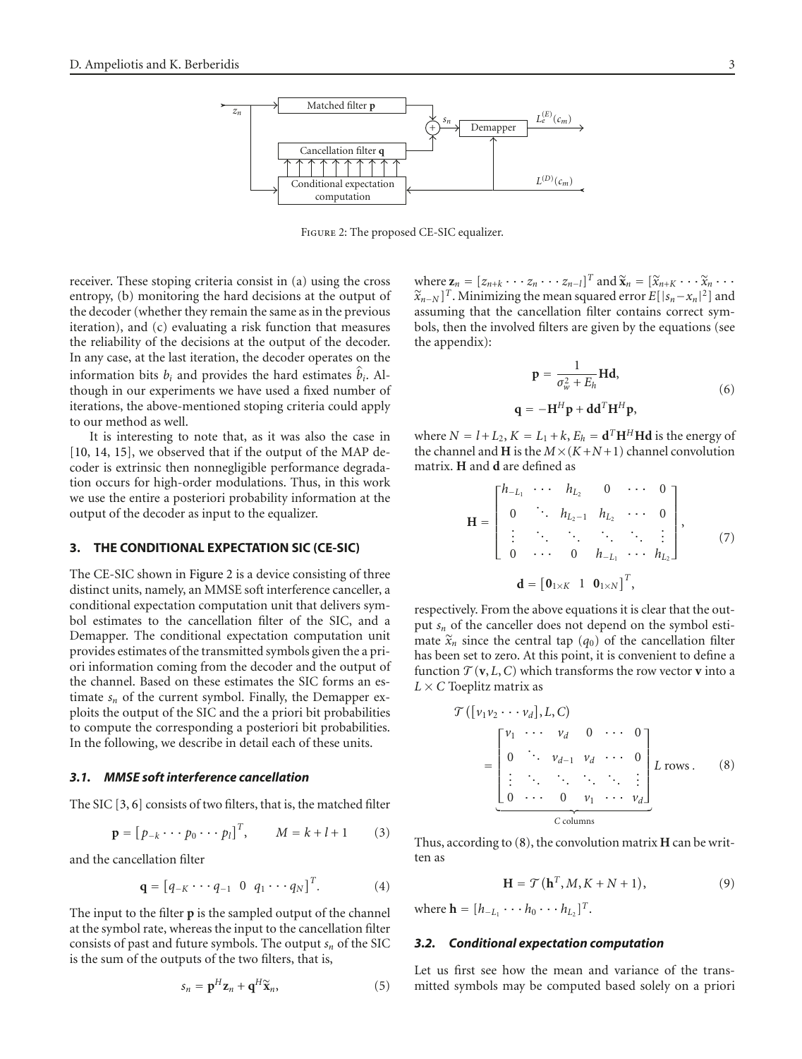Figure 2: The proposed CE-SIC equalizer.

receiver. These stoping criteria consist in (a) using the cross entropy, (b) monitoring the hard decisions at the output of the decoder (whether they remain the same as in the previous iteration), and (c) evaluating a risk function that measures the reliability of the decisions at the output of the decoder. In any case, at the last iteration, the decoder operates on the information bits $b_i$ and provides the hard estimates $\hat{b}_i$. Although in our experiments we have used a fixed number of iterations, the above-mentioned stoping criteria could apply to our method as well.

It is interesting to note that, as it was also the case in [10, 14, 15], we observed that if the output of the MAP decoder is extrinsic then nonnegligible performance degradation occurs for high-order modulations. Thus, in this work we use the entire a posteriori probability information at the output of the decoder as input to the equalizer.

## 3. THE CONDITIONAL EXPECTATION SIC (CE-SIC)

The CE-SIC shown in Figure 2 is a device consisting of three distinct units, namely, an MMSE soft interference canceller, a conditional expectation computation unit that delivers symbol estimates to the cancellation filter of the SIC, and a Demapper. The conditional expectation computation unit provides estimates of the transmitted symbols given the a priori information coming from the decoder and the output of the channel. Based on these estimates the SIC forms an estimate $s_n$ of the current symbol. Finally, the Demapper exploits the output of the SIC and the a priori bit probabilities to compute the corresponding a posteriori bit probabilities. In the following, we describe in detail each of these units.

### 3.1. MMSE soft interference cancellation

The SIC [3, 6] consists of two filters, that is, the matched filter

$$\mathbf{p} = \left[p_{-k} \cdots p_0 \cdots p_l\right]^T, \qquad M = k + l + 1 \tag{3}$$

and the cancellation filter

$$\mathbf{q} = \left[q_{-K} \cdots q_{-1} \;\; 0 \;\; q_1 \cdots q_N\right]^T. \tag{4}$$

The input to the filter $\mathbf{p}$ is the sampled output of the channel at the symbol rate, whereas the input to the cancellation filter consists of past and future symbols. The output $s_n$ of the SIC is the sum of the outputs of the two filters, that is,

$$s_n = \mathbf{p}^H \mathbf{z}_n + \mathbf{q}^H \widetilde{\mathbf{x}}_n, \tag{5}$$

where $\mathbf{z}_n = [z_{n+k} \cdots z_n \cdots z_{n-l}]^T$ and $\widetilde{\mathbf{x}}_n = [\widetilde{x}_{n+K} \cdots \widetilde{x}_n \cdots \widetilde{x}_{n-N}]^T$. Minimizing the mean squared error $E[|s_n - x_n|^2]$ and assuming that the cancellation filter contains correct symbols, then the involved filters are given by the equations (see the appendix):

$$\begin{aligned} \mathbf{p} &= \frac{1}{\sigma_w^2 + E_h} \mathbf{H}\mathbf{d}, \\ \mathbf{q} &= -\mathbf{H}^H \mathbf{p} + \mathbf{d}\mathbf{d}^T \mathbf{H}^H \mathbf{p}, \end{aligned} \tag{6}$$

where $N = l + L_2$, $K = L_1 + k$, $E_h = \mathbf{d}^T \mathbf{H}^H \mathbf{H}\mathbf{d}$ is the energy of the channel and $\mathbf{H}$ is the $M \times (K + N + 1)$ channel convolution matrix. $\mathbf{H}$ and $\mathbf{d}$ are defined as

$$\mathbf{H} = \begin{bmatrix} h_{-L_1} & \cdots & h_{L_2} & 0 & \cdots & 0 \\ 0 & \ddots & h_{L_2-1} & h_{L_2} & \cdots & 0 \\ \vdots & \ddots & \ddots & \ddots & \ddots & \vdots \\ 0 & \cdots & 0 & h_{-L_1} & \cdots & h_{L_2} \end{bmatrix}, \tag{7}$$

$$\mathbf{d} = \left[\mathbf{0}_{1\times K} \;\; 1 \;\; \mathbf{0}_{1\times N}\right]^T,$$

respectively. From the above equations it is clear that the output $s_n$ of the canceller does not depend on the symbol estimate $\widetilde{x}_n$ since the central tap ($q_0$) of the cancellation filter has been set to zero. At this point, it is convenient to define a function $\mathcal{T}(\mathbf{v}, L, C)$ which transforms the row vector $\mathbf{v}$ into a $L \times C$ Toeplitz matrix as

$$\mathcal{T}\left([v_1 v_2 \cdots v_d], L, C\right) = \underbrace{\begin{bmatrix} v_1 & \cdots & v_d & 0 & \cdots & 0 \\ 0 & \ddots & v_{d-1} & v_d & \cdots & 0 \\ \vdots & \ddots & \ddots & \ddots & \ddots & \vdots \\ 0 & \cdots & 0 & v_1 & \cdots & v_d \end{bmatrix}}_{C \text{ columns}} L \text{ rows}. \tag{8}$$

Thus, according to (8), the convolution matrix $\mathbf{H}$ can be written as

$$\mathbf{H} = \mathcal{T}\left(\mathbf{h}^T, M, K + N + 1\right), \tag{9}$$

where $\mathbf{h} = [h_{-L_1} \cdots h_0 \cdots h_{L_2}]^T$.

### 3.2. Conditional expectation computation

Let us first see how the mean and variance of the transmitted symbols may be computed based solely on a priori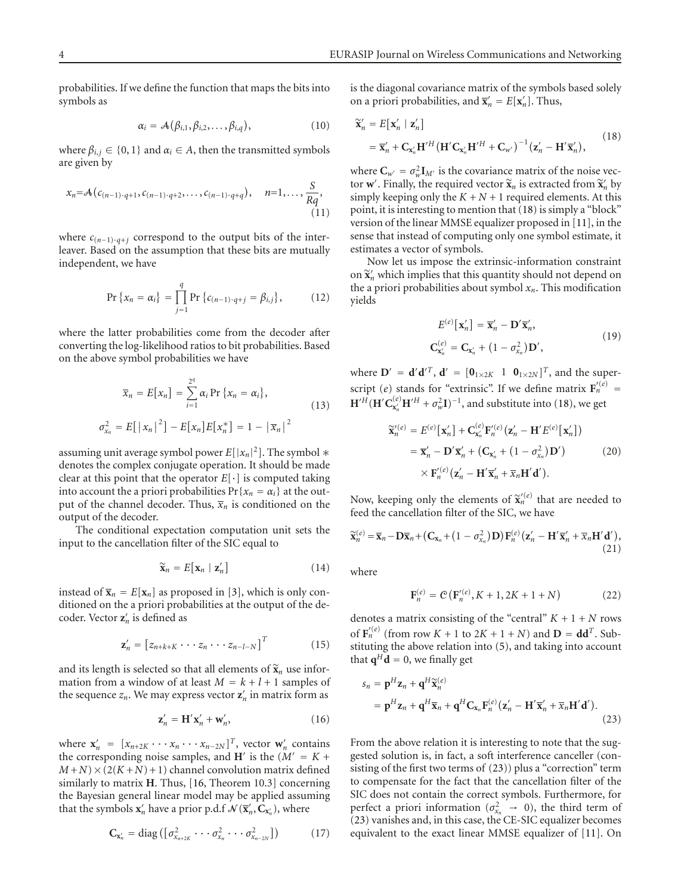probabilities. If we define the function that maps the bits into symbols as

$$\alpha_i = \mathcal{A}(\beta_{i,1}, \beta_{i,2}, \ldots, \beta_{i,q}), \tag{10}$$

where $\beta_{i,j} \in \{0,1\}$ and $\alpha_i \in A$, then the transmitted symbols are given by

$$x_n = \mathcal{A}\left(c_{(n-1)\cdot q+1}, c_{(n-1)\cdot q+2}, \ldots, c_{(n-1)\cdot q+q}\right), \quad n=1,\ldots,\frac{S}{Rq}, \tag{11}$$

where $c_{(n-1)\cdot q+j}$ correspond to the output bits of the interleaver. Based on the assumption that these bits are mutually independent, we have

$$\Pr\{x_n = \alpha_i\} = \prod_{j=1}^{q} \Pr\{c_{(n-1)\cdot q+j} = \beta_{i,j}\}, \tag{12}$$

where the latter probabilities come from the decoder after converting the log-likelihood ratios to bit probabilities. Based on the above symbol probabilities we have

$$\begin{aligned}\overline{x}_n &= E[x_n] = \sum_{i=1}^{2^q} \alpha_i \Pr\{x_n = \alpha_i\}, \\ \sigma_{x_n}^2 &= E\left[|x_n|^2\right] - E[x_n]E[x_n^*] = 1 - |\overline{x}_n|^2\end{aligned} \tag{13}$$

assuming unit average symbol power $E[|x_n|^2]$. The symbol $*$ denotes the complex conjugate operation. It should be made clear at this point that the operator $E[\cdot]$ is computed taking into account the a priori probabilities $\Pr\{x_n = \alpha_i\}$ at the output of the channel decoder. Thus, $\overline{x}_n$ is conditioned on the output of the decoder.

The conditional expectation computation unit sets the input to the cancellation filter of the SIC equal to

$$\widetilde{\mathbf{x}}_n = E[\mathbf{x}_n \mid \mathbf{z}'_n] \tag{14}$$

instead of $\overline{\mathbf{x}}_n = E[\mathbf{x}_n]$ as proposed in [3], which is only conditioned on the a priori probabilities at the output of the decoder. Vector $\mathbf{z}'_n$ is defined as

$$\mathbf{z}'_n = \left[z_{n+k+K} \cdots z_n \cdots z_{n-l-N}\right]^T \tag{15}$$

and its length is selected so that all elements of $\widetilde{\mathbf{x}}_n$ use information from a window of at least $M = k+l+1$ samples of the sequence $z_n$. We may express vector $\mathbf{z}'_n$ in matrix form as

$$\mathbf{z}'_n = \mathbf{H}'\mathbf{x}'_n + \mathbf{w}'_n, \tag{16}$$

where $\mathbf{x}'_n = [x_{n+2K} \cdots x_n \cdots x_{n-2N}]^T$, vector $\mathbf{w}'_n$ contains the corresponding noise samples, and $\mathbf{H}'$ is the $(M' = K + M + N) \times (2(K+N)+1)$ channel convolution matrix defined similarly to matrix $\mathbf{H}$. Thus, [16, Theorem 10.3] concerning the Bayesian general linear model may be applied assuming that the symbols $\mathbf{x}'_n$ have a prior p.d.f $\mathcal{N}(\overline{\mathbf{x}}'_n, \mathbf{C}_{\mathbf{x}'_n})$, where

$$\mathbf{C}_{\mathbf{x}'_n} = \operatorname{diag}\left(\left[\sigma_{x_{n+2K}}^2 \cdots \sigma_{x_n}^2 \cdots \sigma_{x_{n-2N}}^2\right]\right) \tag{17}$$

is the diagonal covariance matrix of the symbols based solely on a priori probabilities, and $\overline{\mathbf{x}}'_n = E[\mathbf{x}'_n]$. Thus,

$$\begin{aligned}\widetilde{\mathbf{x}}'_n &= E[\mathbf{x}'_n \mid \mathbf{z}'_n] \\ &= \overline{\mathbf{x}}'_n + \mathbf{C}_{\mathbf{x}'_n}\mathbf{H}'^H\left(\mathbf{H}'\mathbf{C}_{\mathbf{x}'_n}\mathbf{H}'^H + \mathbf{C}_{w'}\right)^{-1}\left(\mathbf{z}'_n - \mathbf{H}'\overline{\mathbf{x}}'_n\right),\end{aligned} \tag{18}$$

where $\mathbf{C}_{w'} = \sigma_w^2\mathbf{I}_{M'}$ is the covariance matrix of the noise vector $\mathbf{w}'$. Finally, the required vector $\widetilde{\mathbf{x}}_n$ is extracted from $\widetilde{\mathbf{x}}'_n$ by simply keeping only the $K+N+1$ required elements. At this point, it is interesting to mention that (18) is simply a "block" version of the linear MMSE equalizer proposed in [11], in the sense that instead of computing only one symbol estimate, it estimates a vector of symbols.

Now let us impose the extrinsic-information constraint on $\widetilde{\mathbf{x}}'_n$ which implies that this quantity should not depend on the a priori probabilities about symbol $x_n$. This modification yields

$$\begin{aligned}E^{(e)}[\mathbf{x}'_n] &= \overline{\mathbf{x}}'_n - \mathbf{D}'\overline{\mathbf{x}}'_n, \\ \mathbf{C}_{\mathbf{x}'_n}^{(e)} &= \mathbf{C}_{\mathbf{x}'_n} + \left(1 - \sigma_{x_n}^2\right)\mathbf{D}',\end{aligned} \tag{19}$$

where $\mathbf{D}' = \mathbf{d}'\mathbf{d}'^T$, $\mathbf{d}' = [\mathbf{0}_{1\times 2K} \;\; 1 \;\; \mathbf{0}_{1\times 2N}]^T$, and the superscript $(e)$ stands for "extrinsic". If we define matrix $\mathbf{F}'^{(e)}_n = \mathbf{H}'^H(\mathbf{H}'\mathbf{C}^{(e)}_{\mathbf{x}'_n}\mathbf{H}'^H + \sigma_w^2\mathbf{I})^{-1}$, and substitute into (18), we get

$$\begin{aligned}\widetilde{\mathbf{x}}'^{(e)}_n &= E^{(e)}[\mathbf{x}'_n] + \mathbf{C}^{(e)}_{\mathbf{x}'_n}\mathbf{F}'^{(e)}_n\left(\mathbf{z}'_n - \mathbf{H}'E^{(e)}[\mathbf{x}'_n]\right) \\ &= \overline{\mathbf{x}}'_n - \mathbf{D}'\overline{\mathbf{x}}'_n + \left(\mathbf{C}_{\mathbf{x}'_n} + \left(1-\sigma_{x_n}^2\right)\mathbf{D}'\right) \\ &\quad\times \mathbf{F}'^{(e)}_n\left(\mathbf{z}'_n - \mathbf{H}'\overline{\mathbf{x}}'_n + \overline{x}_n\mathbf{H}'\mathbf{d}'\right).\end{aligned} \tag{20}$$

Now, keeping only the elements of $\widetilde{\mathbf{x}}'^{(e)}_n$ that are needed to feed the cancellation filter of the SIC, we have

$$\widetilde{\mathbf{x}}^{(e)}_n = \overline{\mathbf{x}}_n - \mathbf{D}\overline{\mathbf{x}}_n + \left(\mathbf{C}_{\mathbf{x}_n} + \left(1-\sigma_{x_n}^2\right)\mathbf{D}\right)\mathbf{F}^{(e)}_n\left(\mathbf{z}'_n - \mathbf{H}'\overline{\mathbf{x}}'_n + \overline{x}_n\mathbf{H}'\mathbf{d}'\right), \tag{21}$$

where

$$\mathbf{F}^{(e)}_n = \mathcal{C}\left(\mathbf{F}'^{(e)}_n, K+1, 2K+1+N\right) \tag{22}$$

denotes a matrix consisting of the "central" $K+1+N$ rows of $\mathbf{F}'^{(e)}_n$ (from row $K+1$ to $2K+1+N$) and $\mathbf{D} = \mathbf{d}\mathbf{d}^T$. Substituting the above relation into (5), and taking into account that $\mathbf{q}^H\mathbf{d} = 0$, we finally get

$$\begin{aligned}s_n &= \mathbf{p}^H\mathbf{z}_n + \mathbf{q}^H\widetilde{\mathbf{x}}^{(e)}_n \\ &= \mathbf{p}^H\mathbf{z}_n + \mathbf{q}^H\overline{\mathbf{x}}_n + \mathbf{q}^H\mathbf{C}_{\mathbf{x}_n}\mathbf{F}^{(e)}_n\left(\mathbf{z}'_n - \mathbf{H}'\overline{\mathbf{x}}'_n + \overline{x}_n\mathbf{H}'\mathbf{d}'\right).\end{aligned} \tag{23}$$

From the above relation it is interesting to note that the suggested solution is, in fact, a soft interference canceller (consisting of the first two terms of (23)) plus a "correction" term to compensate for the fact that the cancellation filter of the SIC does not contain the correct symbols. Furthermore, for perfect a priori information ($\sigma_{x_n}^2 \to 0$), the third term of (23) vanishes and, in this case, the CE-SIC equalizer becomes equivalent to the exact linear MMSE equalizer of [11]. On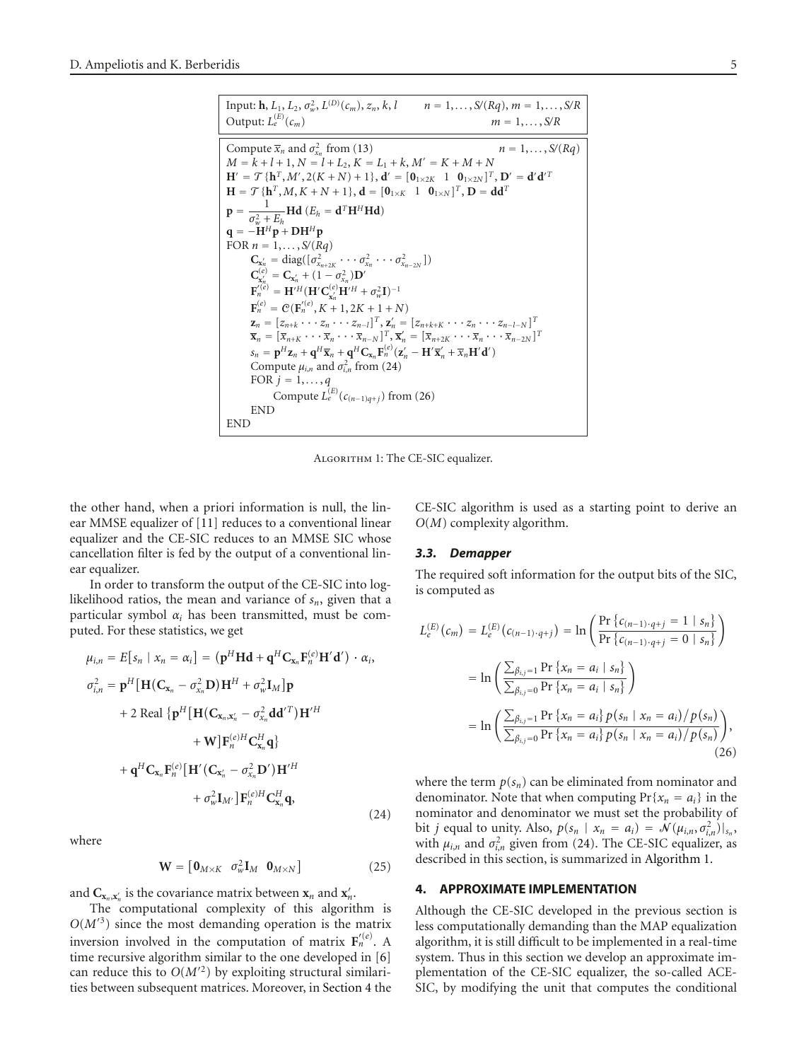Input: $\mathbf{h}$, $L_1$, $L_2$, $\sigma_w^2$, $L^{(D)}(c_m)$, $z_n$, $k$, $l$ $\quad n = 1,\ldots,S/(Rq)$, $m = 1,\ldots,S/R$
Output: $L_e^{(E)}(c_m)$ $\quad m = 1,\ldots,S/R$

Compute $\overline{x}_n$ and $\sigma_{x_n}^2$ from (13) $\quad n = 1,\ldots,S/(Rq)$
$M = k + l + 1$, $N = l + L_2$, $K = L_1 + k$, $M' = K + M + N$
$\mathbf{H}' = \mathcal{T}\{\mathbf{h}^T, M', 2(K+N)+1\}$, $\mathbf{d}' = [\mathbf{0}_{1\times 2K} \;\; 1 \;\; \mathbf{0}_{1\times 2N}]^T$, $\mathbf{D}' = \mathbf{d}'\mathbf{d}'^T$
$\mathbf{H} = \mathcal{T}\{\mathbf{h}^T, M, K+N+1\}$, $\mathbf{d} = [\mathbf{0}_{1\times K} \;\; 1 \;\; \mathbf{0}_{1\times N}]^T$, $\mathbf{D} = \mathbf{d}\mathbf{d}^T$
$\mathbf{p} = \dfrac{1}{\sigma_w^2 + E_h}\mathbf{H}\mathbf{d}$ $(E_h = \mathbf{d}^T\mathbf{H}^H\mathbf{H}\mathbf{d})$
$\mathbf{q} = -\mathbf{H}^H\mathbf{p} + \mathbf{D}\mathbf{H}^H\mathbf{p}$
FOR $n = 1,\ldots,S/(Rq)$
  $\mathbf{C}_{\mathbf{x}_n'} = \operatorname{diag}([\sigma_{x_{n+2K}}^2 \cdots \sigma_{x_n}^2 \cdots \sigma_{x_{n-2N}}^2])$
  $\mathbf{C}_{\mathbf{x}_n'}^{(e)} = \mathbf{C}_{\mathbf{x}_n'} + (1-\sigma_{x_n}^2)\mathbf{D}'$
  $\mathbf{F}_n'^{(e)} = \mathbf{H}'^H(\mathbf{H}'\mathbf{C}_{\mathbf{x}_n'}^{(e)}\mathbf{H}'^H + \sigma_w^2\mathbf{I})^{-1}$
  $\mathbf{F}_n^{(e)} = \mathcal{C}(\mathbf{F}_n'^{(e)}, K+1, 2K+1+N)$
  $\mathbf{z}_n = [z_{n+k} \cdots z_n \cdots z_{n-l}]^T$, $\mathbf{z}_n' = [z_{n+k+K} \cdots z_n \cdots z_{n-l-N}]^T$
  $\overline{\mathbf{x}}_n = [\overline{x}_{n+K} \cdots \overline{x}_n \cdots \overline{x}_{n-N}]^T$, $\overline{\mathbf{x}}_n' = [\overline{x}_{n+2K} \cdots \overline{x}_n \cdots \overline{x}_{n-2N}]^T$
  $s_n = \mathbf{p}^H\mathbf{z}_n + \mathbf{q}^H\overline{\mathbf{x}}_n + \mathbf{q}^H\mathbf{C}_{\mathbf{x}_n}\mathbf{F}_n^{(e)}(\mathbf{z}_n' - \mathbf{H}'\overline{\mathbf{x}}_n' + \overline{x}_n\mathbf{H}'\mathbf{d}')$
  Compute $\mu_{i,n}$ and $\sigma_{i,n}^2$ from (24)
  FOR $j = 1,\ldots,q$
    Compute $L_e^{(E)}(c_{(n-1)q+j})$ from (26)
  END
END

Algorithm 1: The CE-SIC equalizer.

the other hand, when a priori information is null, the linear MMSE equalizer of [11] reduces to a conventional linear equalizer and the CE-SIC reduces to an MMSE SIC whose cancellation filter is fed by the output of a conventional linear equalizer.

In order to transform the output of the CE-SIC into log-likelihood ratios, the mean and variance of $s_n$, given that a particular symbol $\alpha_i$ has been transmitted, must be computed. For these statistics, we get

$$
\begin{aligned}
\mu_{i,n} &= E[s_n \mid x_n = \alpha_i] = \left(\mathbf{p}^H\mathbf{H}\mathbf{d} + \mathbf{q}^H\mathbf{C}_{\mathbf{x}_n}\mathbf{F}_n^{(e)}\mathbf{H}'\mathbf{d}'\right)\cdot \alpha_i,\\
\sigma_{i,n}^2 &= \mathbf{p}^H\left[\mathbf{H}(\mathbf{C}_{\mathbf{x}_n} - \sigma_{x_n}^2\mathbf{D})\mathbf{H}^H + \sigma_w^2\mathbf{I}_M\right]\mathbf{p}\\
&\quad + 2\,\mathrm{Real}\left\{\mathbf{p}^H\left[\mathbf{H}(\mathbf{C}_{\mathbf{x}_n\mathbf{x}_n'} - \sigma_{x_n}^2\mathbf{d}\mathbf{d}'^T)\mathbf{H}'^H + \mathbf{W}\right]\mathbf{F}_n^{(e)H}\mathbf{C}_{\mathbf{x}_n}^H\mathbf{q}\right\}\\
&\quad + \mathbf{q}^H\mathbf{C}_{\mathbf{x}_n}\mathbf{F}_n^{(e)}\left[\mathbf{H}'(\mathbf{C}_{\mathbf{x}_n'} - \sigma_{x_n}^2\mathbf{D}')\mathbf{H}'^H + \sigma_w^2\mathbf{I}_{M'}\right]\mathbf{F}_n^{(e)H}\mathbf{C}_{\mathbf{x}_n}^H\mathbf{q},
\end{aligned}
\tag{24}
$$

where

$$
\mathbf{W} = \left[\mathbf{0}_{M\times K} \;\; \sigma_w^2\mathbf{I}_M \;\; \mathbf{0}_{M\times N}\right]
\tag{25}
$$

and $\mathbf{C}_{\mathbf{x}_n,\mathbf{x}_n'}$ is the covariance matrix between $\mathbf{x}_n$ and $\mathbf{x}_n'$.

The computational complexity of this algorithm is $O(M'^3)$ since the most demanding operation is the matrix inversion involved in the computation of matrix $\mathbf{F}_n'^{(e)}$. A time recursive algorithm similar to the one developed in [6] can reduce this to $O(M'^2)$ by exploiting structural similarities between subsequent matrices. Moreover, in Section 4 the CE-SIC algorithm is used as a starting point to derive an $O(M)$ complexity algorithm.

### 3.3. Demapper

The required soft information for the output bits of the SIC, is computed as

$$
\begin{aligned}
L_e^{(E)}(c_m) &= L_e^{(E)}(c_{(n-1)\cdot q+j}) = \ln\left(\frac{\Pr\{c_{(n-1)\cdot q+j} = 1 \mid s_n\}}{\Pr\{c_{(n-1)\cdot q+j} = 0 \mid s_n\}}\right)\\
&= \ln\left(\frac{\sum_{\beta_{i,j}=1}\Pr\{x_n = a_i \mid s_n\}}{\sum_{\beta_{i,j}=0}\Pr\{x_n = a_i \mid s_n\}}\right)\\
&= \ln\left(\frac{\sum_{\beta_{i,j}=1}\Pr\{x_n = a_i\}\,p(s_n \mid x_n = a_i)/p(s_n)}{\sum_{\beta_{i,j}=0}\Pr\{x_n = a_i\}\,p(s_n \mid x_n = a_i)/p(s_n)}\right),
\end{aligned}
\tag{26}
$$

where the term $p(s_n)$ can be eliminated from nominator and denominator. Note that when computing $\Pr\{x_n = a_i\}$ in the nominator and denominator we must set the probability of bit $j$ equal to unity. Also, $p(s_n \mid x_n = a_i) = \mathcal{N}(\mu_{i,n}, \sigma_{i,n}^2)|_{s_n}$, with $\mu_{i,n}$ and $\sigma_{i,n}^2$ given from (24). The CE-SIC equalizer, as described in this section, is summarized in Algorithm 1.

## 4. APPROXIMATE IMPLEMENTATION

Although the CE-SIC developed in the previous section is less computationally demanding than the MAP equalization algorithm, it is still difficult to be implemented in a real-time system. Thus in this section we develop an approximate implementation of the CE-SIC equalizer, the so-called ACE-SIC, by modifying the unit that computes the conditional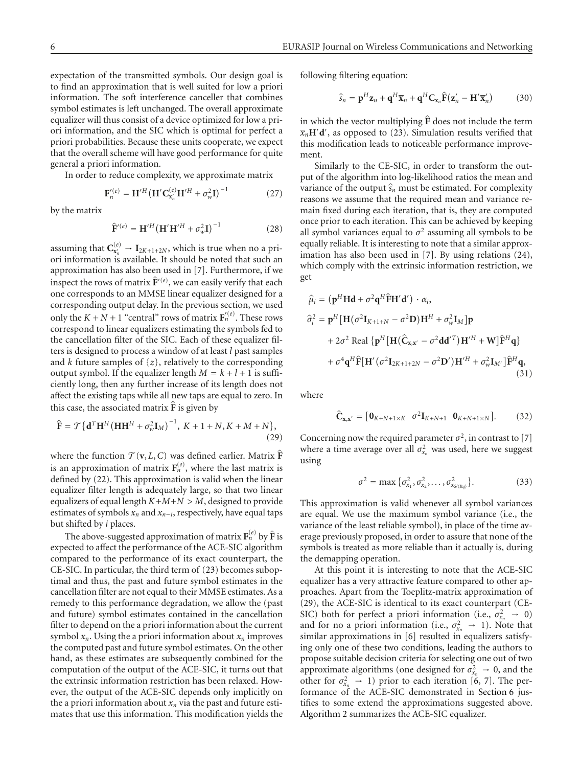expectation of the transmitted symbols. Our design goal is to find an approximation that is well suited for low a priori information. The soft interference canceller that combines symbol estimates is left unchanged. The overall approximate equalizer will thus consist of a device optimized for low a priori information, and the SIC which is optimal for perfect a priori probabilities. Because these units cooperate, we expect that the overall scheme will have good performance for quite general a priori information.

In order to reduce complexity, we approximate matrix

$$\mathbf{F}_n'^{(e)} = \mathbf{H}'^H \left(\mathbf{H}'\mathbf{C}_{\mathbf{x}_n'}^{(e)}\mathbf{H}'^H + \sigma_w^2\mathbf{I}\right)^{-1} \tag{27}$$

by the matrix

$$\widehat{\mathbf{F}}'^{(e)} = \mathbf{H}'^H \left(\mathbf{H}'\mathbf{H}'^H + \sigma_w^2\mathbf{I}\right)^{-1} \tag{28}$$

assuming that $\mathbf{C}_{\mathbf{x}_n'}^{(e)} \to \mathbf{I}_{2K+1+2N}$, which is true when no a priori information is available. It should be noted that such an approximation has also been used in [7]. Furthermore, if we inspect the rows of matrix $\widehat{\mathbf{F}}'^{(e)}$, we can easily verify that each one corresponds to an MMSE linear equalizer designed for a corresponding output delay. In the previous section, we used only the $K+N+1$ "central" rows of matrix $\mathbf{F}_n'^{(e)}$. These rows correspond to linear equalizers estimating the symbols fed to the cancellation filter of the SIC. Each of these equalizer filters is designed to process a window of at least $l$ past samples and $k$ future samples of $\{z\}$, relatively to the corresponding output symbol. If the equalizer length $M = k + l + 1$ is sufficiently long, then any further increase of its length does not affect the existing taps while all new taps are equal to zero. In this case, the associated matrix $\widehat{\mathbf{F}}$ is given by

$$\widehat{\mathbf{F}} = \mathcal{T}\left\{\mathbf{d}^T\mathbf{H}^H\left(\mathbf{H}\mathbf{H}^H + \sigma_w^2\mathbf{I}_M\right)^{-1},\ K+1+N, K+M+N\right\}, \tag{29}$$

where the function $\mathcal{T}(\mathbf{v}, L, C)$ was defined earlier. Matrix $\widehat{\mathbf{F}}$ is an approximation of matrix $\mathbf{F}_n^{(e)}$, where the last matrix is defined by (22). This approximation is valid when the linear equalizer filter length is adequately large, so that two linear equalizers of equal length $K+M+N > M$, designed to provide estimates of symbols $x_n$ and $x_{n-i}$, respectively, have equal taps but shifted by $i$ places.

The above-suggested approximation of matrix $\mathbf{F}_n^{(e)}$ by $\widehat{\mathbf{F}}$ is expected to affect the performance of the ACE-SIC algorithm compared to the performance of its exact counterpart, the CE-SIC. In particular, the third term of (23) becomes suboptimal and thus, the past and future symbol estimates in the cancellation filter are not equal to their MMSE estimates. As a remedy to this performance degradation, we allow the (past and future) symbol estimates contained in the cancellation filter to depend on the a priori information about the current symbol $x_n$. Using the a priori information about $x_n$ improves the computed past and future symbol estimates. On the other hand, as these estimates are subsequently combined for the computation of the output of the ACE-SIC, it turns out that the extrinsic information restriction has been relaxed. However, the output of the ACE-SIC depends only implicitly on the a priori information about $x_n$ via the past and future estimates that use this information. This modification yields the following filtering equation:

$$\hat{s}_n = \mathbf{p}^H\mathbf{z}_n + \mathbf{q}^H\overline{\mathbf{x}}_n + \mathbf{q}^H\mathbf{C}_{\mathbf{x}_n}\widehat{\mathbf{F}}\left(\mathbf{z}_n' - \mathbf{H}'\overline{\mathbf{x}}_n'\right) \tag{30}$$

in which the vector multiplying $\widehat{\mathbf{F}}$ does not include the term $\overline{x}_n\mathbf{H}'\mathbf{d}'$, as opposed to (23). Simulation results verified that this modification leads to noticeable performance improvement.

Similarly to the CE-SIC, in order to transform the output of the algorithm into log-likelihood ratios the mean and variance of the output $\hat{s}_n$ must be estimated. For complexity reasons we assume that the required mean and variance remain fixed during each iteration, that is, they are computed once prior to each iteration. This can be achieved by keeping all symbol variances equal to $\sigma^2$ assuming all symbols to be equally reliable. It is interesting to note that a similar approximation has also been used in [7]. By using relations (24), which comply with the extrinsic information restriction, we get

$$\begin{aligned}
\hat{\mu}_i &= \left(\mathbf{p}^H\mathbf{H}\mathbf{d} + \sigma^2\mathbf{q}^H\widehat{\mathbf{F}}\mathbf{H}'\mathbf{d}'\right)\cdot\alpha_i, \\
\hat{\sigma}_i^2 &= \mathbf{p}^H\left[\mathbf{H}\left(\sigma^2\mathbf{I}_{K+1+N} - \sigma^2\mathbf{D}\right)\mathbf{H}^H + \sigma_w^2\mathbf{I}_M\right]\mathbf{p} \\
&\quad + 2\sigma^2\,\text{Real}\left\{\mathbf{p}^H\left[\mathbf{H}\left(\widehat{\mathbf{C}}_{\mathbf{x},\mathbf{x}'} - \sigma^2\mathbf{d}\mathbf{d}'^T\right)\mathbf{H}'^H + \mathbf{W}\right]\widehat{\mathbf{F}}^H\mathbf{q}\right\} \\
&\quad + \sigma^4\mathbf{q}^H\widehat{\mathbf{F}}\left[\mathbf{H}'\left(\sigma^2\mathbf{I}_{2K+1+2N} - \sigma^2\mathbf{D}'\right)\mathbf{H}'^H + \sigma_w^2\mathbf{I}_{M'}\right]\widehat{\mathbf{F}}^H\mathbf{q},
\end{aligned} \tag{31}$$

where

$$\widehat{\mathbf{C}}_{\mathbf{x},\mathbf{x}'} = \left[\mathbf{0}_{K+N+1\times K}\ \ \sigma^2\mathbf{I}_{K+N+1}\ \ \mathbf{0}_{K+N+1\times N}\right]. \tag{32}$$

Concerning now the required parameter $\sigma^2$, in contrast to [7] where a time average over all $\sigma_{x_n}^2$ was used, here we suggest using

$$\sigma^2 = \max\left\{\sigma_{x_1}^2, \sigma_{x_2}^2, \ldots, \sigma_{x_{S/(Rq)}}^2\right\}. \tag{33}$$

This approximation is valid whenever all symbol variances are equal. We use the maximum symbol variance (i.e., the variance of the least reliable symbol), in place of the time average previously proposed, in order to assure that none of the symbols is treated as more reliable than it actually is, during the demapping operation.

At this point it is interesting to note that the ACE-SIC equalizer has a very attractive feature compared to other approaches. Apart from the Toeplitz-matrix approximation of (29), the ACE-SIC is identical to its exact counterpart (CE-SIC) both for perfect a priori information (i.e., $\sigma_{x_n}^2 \to 0$) and for no a priori information (i.e., $\sigma_{x_n}^2 \to 1$). Note that similar approximations in [6] resulted in equalizers satisfying only one of these two conditions, leading the authors to propose suitable decision criteria for selecting one out of two approximate algorithms (one designed for $\sigma_{x_n}^2 \to 0$, and the other for $\sigma_{x_n}^2 \to 1$) prior to each iteration [6, 7]. The performance of the ACE-SIC demonstrated in Section 6 justifies to some extend the approximations suggested above. Algorithm 2 summarizes the ACE-SIC equalizer.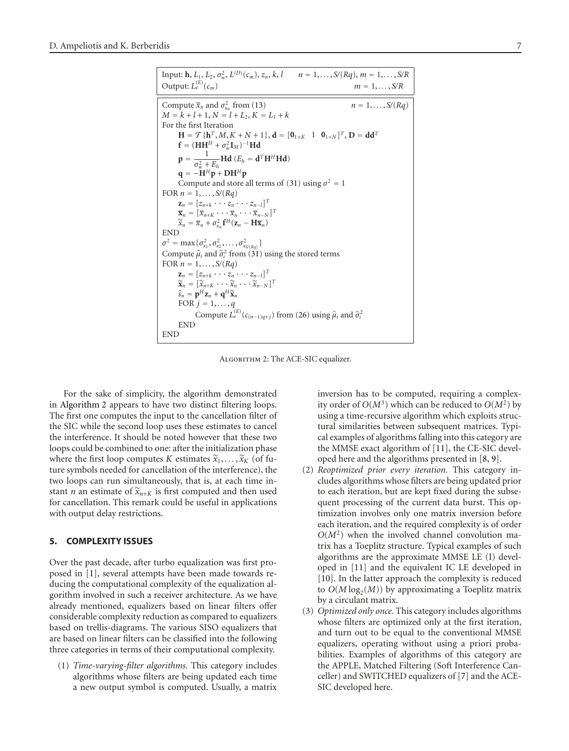```
Input: h, L_1, L_2, σ_w^2, L^(D)(c_m), z_n, k, l      n = 1,...,S/(Rq), m = 1,...,S/R
Output: L_e^(E)(c_m)                                   m = 1,...,S/R

Compute x̄_n and σ_{x_n}^2 from (13)                     n = 1,...,S/(Rq)
M = k + l + 1, N = l + L_2, K = L_1 + k
For the first Iteration
    H = T{h^T, M, K + N + 1}, d = [0_{1×K}  1  0_{1×N}]^T, D = dd^T
    f = (HH^H + σ_w^2 I_M)^{-1} Hd
    p = 1/(σ_w^2 + E_h) Hd  (E_h = d^T H^H Hd)
    q = −H^H p + DH^H p
    Compute and store all terms of (31) using σ^2 = 1
FOR n = 1,...,S/(Rq)
    z_n = [z_{n+k} ··· z_n ··· z_{n−l}]^T
    x̄_n = [x̄_{n+K} ··· x̄_n ··· x̄_{n−N}]^T
    x̃_n = x̄_n + σ_{x_n}^2 f^H (z_n − H x̄_n)
END
σ^2 = max{σ_{x_1}^2, σ_{x_2}^2, ..., σ_{x_{S/(Rq)}}^2}
Compute μ̂_i and σ̂_i^2 from (31) using the stored terms
FOR n = 1,...,S/(Rq)
    z_n = [z_{n+k} ··· z_n ··· z_{n−l}]^T
    x̃_n = [x̃_{n+K} ··· x̃_n ··· x̃_{n−N}]^T
    ŝ_n = p^H z_n + q^H x̃_n
    FOR j = 1,...,q
        Compute L_e^(E)(c_{(n−1)q+j}) from (26) using μ̂_i and σ̂_i^2
    END
END
```

Algorithm 2: The ACE-SIC equalizer.

For the sake of simplicity, the algorithm demonstrated in Algorithm 2 appears to have two distinct filtering loops. The first one computes the input to the cancellation filter of the SIC while the second loop uses these estimates to cancel the interference. It should be noted however that these two loops could be combined to one: after the initialization phase where the first loop computes $K$ estimates $\widetilde{x}_1, \ldots, \widetilde{x}_K$ (of future symbols needed for cancellation of the interference), the two loops can run simultaneously, that is, at each time instant $n$ an estimate of $\widetilde{x}_{n+K}$ is first computed and then used for cancellation. This remark could be useful in applications with output delay restrictions.

## 5. COMPLEXITY ISSUES

Over the past decade, after turbo equalization was first proposed in [1], several attempts have been made towards reducing the computational complexity of the equalization algorithm involved in such a receiver architecture. As we have already mentioned, equalizers based on linear filters offer considerable complexity reduction as compared to equalizers based on trellis-diagrams. The various SISO equalizers that are based on linear filters can be classified into the following three categories in terms of their computational complexity.

(1) *Time-varying-filter algorithms.* This category includes algorithms whose filters are being updated each time a new output symbol is computed. Usually, a matrix inversion has to be computed, requiring a complexity order of $O(M^3)$ which can be reduced to $O(M^2)$ by using a time-recursive algorithm which exploits structural similarities between subsequent matrices. Typical examples of algorithms falling into this category are the MMSE exact algorithm of [11], the CE-SIC developed here and the algorithms presented in [8, 9].

(2) *Reoptimized prior every iteration.* This category includes algorithms whose filters are being updated prior to each iteration, but are kept fixed during the subsequent processing of the current data burst. This optimization involves only one matrix inversion before each iteration, and the required complexity is of order $O(M^2)$ when the involved channel convolution matrix has a Toeplitz structure. Typical examples of such algorithms are the approximate MMSE LE (I) developed in [11] and the equivalent IC LE developed in [10]. In the latter approach the complexity is reduced to $O(M\log_2(M))$ by approximating a Toeplitz matrix by a circulant matrix.

(3) *Optimized only once.* This category includes algorithms whose filters are optimized only at the first iteration, and turn out to be equal to the conventional MMSE equalizers, operating without using a priori probabilities. Examples of algorithms of this category are the APPLE, Matched Filtering (Soft Interference Canceller) and SWITCHED equalizers of [7] and the ACE-SIC developed here.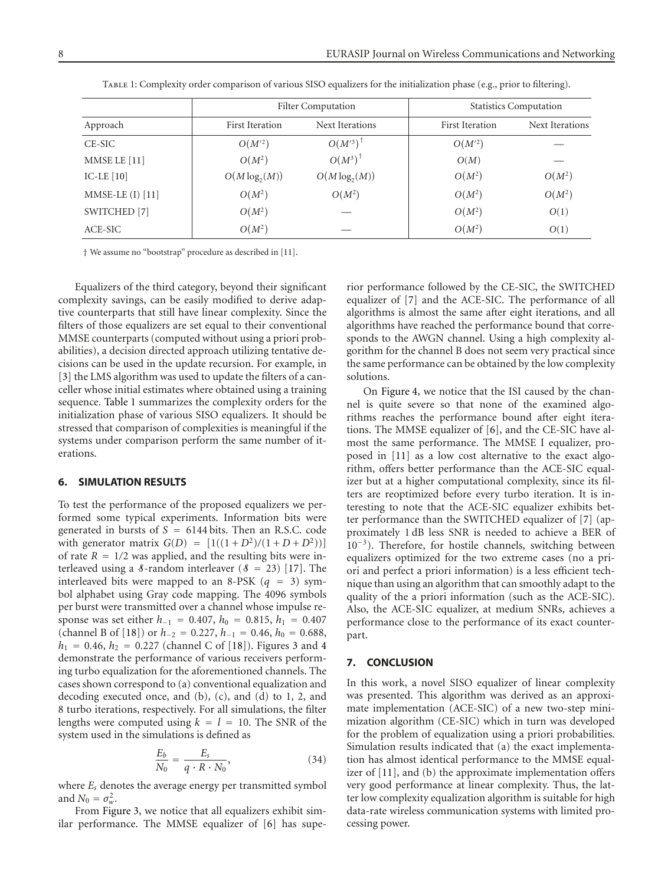Table 1: Complexity order comparison of various SISO equalizers for the initialization phase (e.g., prior to filtering).

| | Filter Computation | | Statistics Computation | |
|---|---|---|---|---|
| Approach | First Iteration | Next Iterations | First Iteration | Next Iterations |
| CE-SIC | $O(M'^2)$ | $O(M'^3)^\dagger$ | $O(M'^2)$ | — |
| MMSE LE [11] | $O(M^2)$ | $O(M^3)^\dagger$ | $O(M)$ | — |
| IC-LE [10] | $O(M\log_2(M))$ | $O(M\log_2(M))$ | $O(M^2)$ | $O(M^2)$ |
| MMSE-LE (I) [11] | $O(M^2)$ | $O(M^2)$ | $O(M^2)$ | $O(M^2)$ |
| SWITCHED [7] | $O(M^2)$ | — | $O(M^2)$ | $O(1)$ |
| ACE-SIC | $O(M^2)$ | — | $O(M^2)$ | $O(1)$ |

† We assume no "bootstrap" procedure as described in [11].

Equalizers of the third category, beyond their significant complexity savings, can be easily modified to derive adaptive counterparts that still have linear complexity. Since the filters of those equalizers are set equal to their conventional MMSE counterparts (computed without using a priori probabilities), a decision directed approach utilizing tentative decisions can be used in the update recursion. For example, in [3] the LMS algorithm was used to update the filters of a canceller whose initial estimates where obtained using a training sequence. Table 1 summarizes the complexity orders for the initialization phase of various SISO equalizers. It should be stressed that comparison of complexities is meaningful if the systems under comparison perform the same number of iterations.

## 6. SIMULATION RESULTS

To test the performance of the proposed equalizers we performed some typical experiments. Information bits were generated in bursts of $S = 6144$ bits. Then an R.S.C. code with generator matrix $G(D) = [1((1+D^2)/(1+D+D^2))]$ of rate $R = 1/2$ was applied, and the resulting bits were interleaved using a $\mathcal{S}$-random interleaver ($\mathcal{S} = 23$) [17]. The interleaved bits were mapped to an 8-PSK ($q = 3$) symbol alphabet using Gray code mapping. The 4096 symbols per burst were transmitted over a channel whose impulse response was set either $h_{-1} = 0.407$, $h_0 = 0.815$, $h_1 = 0.407$ (channel B of [18]) or $h_{-2} = 0.227$, $h_{-1} = 0.46$, $h_0 = 0.688$, $h_1 = 0.46$, $h_2 = 0.227$ (channel C of [18]). Figures 3 and 4 demonstrate the performance of various receivers performing turbo equalization for the aforementioned channels. The cases shown correspond to (a) conventional equalization and decoding executed once, and (b), (c), and (d) to 1, 2, and 8 turbo iterations, respectively. For all simulations, the filter lengths were computed using $k = l = 10$. The SNR of the system used in the simulations is defined as

$$\frac{E_b}{N_0} = \frac{E_s}{q \cdot R \cdot N_0}, \tag{34}$$

where $E_s$ denotes the average energy per transmitted symbol and $N_0 = \sigma_w^2$.

From Figure 3, we notice that all equalizers exhibit similar performance. The MMSE equalizer of [6] has superior performance followed by the CE-SIC, the SWITCHED equalizer of [7] and the ACE-SIC. The performance of all algorithms is almost the same after eight iterations, and all algorithms have reached the performance bound that corresponds to the AWGN channel. Using a high complexity algorithm for the channel B does not seem very practical since the same performance can be obtained by the low complexity solutions.

On Figure 4, we notice that the ISI caused by the channel is quite severe so that none of the examined algorithms reaches the performance bound after eight iterations. The MMSE equalizer of [6], and the CE-SIC have almost the same performance. The MMSE I equalizer, proposed in [11] as a low cost alternative to the exact algorithm, offers better performance than the ACE-SIC equalizer but at a higher computational complexity, since its filters are reoptimized before every turbo iteration. It is interesting to note that the ACE-SIC equalizer exhibits better performance than the SWITCHED equalizer of [7] (approximately 1 dB less SNR is needed to achieve a BER of $10^{-3}$). Therefore, for hostile channels, switching between equalizers optimized for the two extreme cases (no a priori and perfect a priori information) is a less efficient technique than using an algorithm that can smoothly adapt to the quality of the a priori information (such as the ACE-SIC). Also, the ACE-SIC equalizer, at medium SNRs, achieves a performance close to the performance of its exact counterpart.

## 7. CONCLUSION

In this work, a novel SISO equalizer of linear complexity was presented. This algorithm was derived as an approximate implementation (ACE-SIC) of a new two-step minimization algorithm (CE-SIC) which in turn was developed for the problem of equalization using a priori probabilities. Simulation results indicated that (a) the exact implementation has almost identical performance to the MMSE equalizer of [11], and (b) the approximate implementation offers very good performance at linear complexity. Thus, the latter low complexity equalization algorithm is suitable for high data-rate wireless communication systems with limited processing power.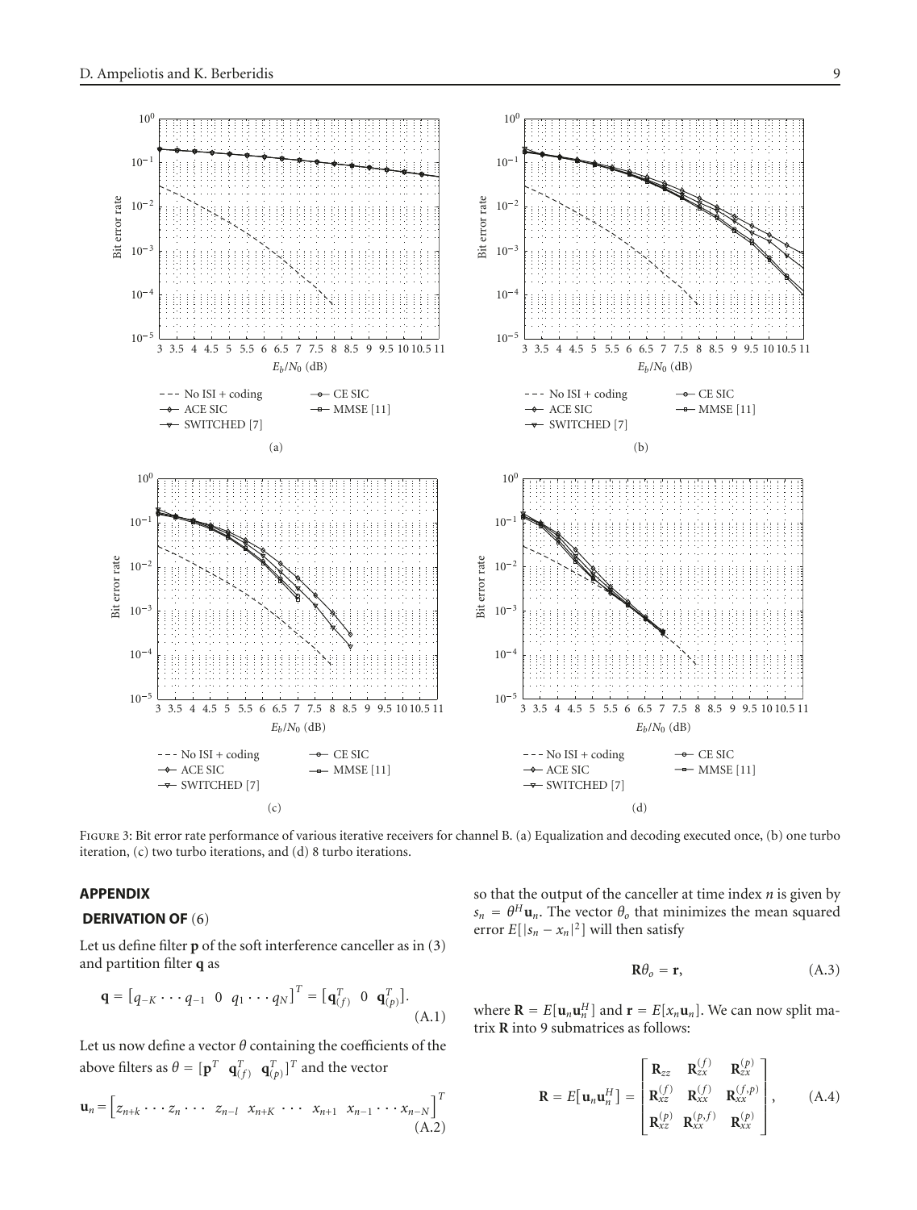Figure 3: Bit error rate performance of various iterative receivers for channel B. (a) Equalization and decoding executed once, (b) one turbo iteration, (c) two turbo iterations, and (d) 8 turbo iterations.

## Appendix

### Derivation of (6)

Let us define filter $\mathbf{p}$ of the soft interference canceller as in (3) and partition filter $\mathbf{q}$ as

$$\mathbf{q} = \left[q_{-K} \cdots q_{-1} \;\; 0 \;\; q_1 \cdots q_N\right]^T = \left[\mathbf{q}_{(f)}^T \;\; 0 \;\; \mathbf{q}_{(p)}^T\right]. \tag{A.1}$$

Let us now define a vector $\theta$ containing the coefficients of the above filters as $\theta = [\mathbf{p}^T \;\; \mathbf{q}_{(f)}^T \;\; \mathbf{q}_{(p)}^T]^T$ and the vector

$$\mathbf{u}_n = \left[z_{n+k} \cdots z_n \cdots \;\; z_{n-l} \;\; x_{n+K} \;\cdots\; x_{n+1} \;\; x_{n-1} \cdots x_{n-N}\right]^T \tag{A.2}$$

so that the output of the canceller at time index $n$ is given by $s_n = \theta^H \mathbf{u}_n$. The vector $\theta_o$ that minimizes the mean squared error $E[|s_n - x_n|^2]$ will then satisfy

$$\mathbf{R}\theta_o = \mathbf{r}, \tag{A.3}$$

where $\mathbf{R} = E[\mathbf{u}_n \mathbf{u}_n^H]$ and $\mathbf{r} = E[x_n \mathbf{u}_n]$. We can now split matrix $\mathbf{R}$ into 9 submatrices as follows:

$$\mathbf{R} = E\left[\mathbf{u}_n \mathbf{u}_n^H\right] = \begin{bmatrix} \mathbf{R}_{zz} & \mathbf{R}_{zx}^{(f)} & \mathbf{R}_{zx}^{(p)} \\ \mathbf{R}_{xz}^{(f)} & \mathbf{R}_{xx}^{(f)} & \mathbf{R}_{xx}^{(f,p)} \\ \mathbf{R}_{xz}^{(p)} & \mathbf{R}_{xx}^{(p,f)} & \mathbf{R}_{xx}^{(p)} \end{bmatrix}, \tag{A.4}$$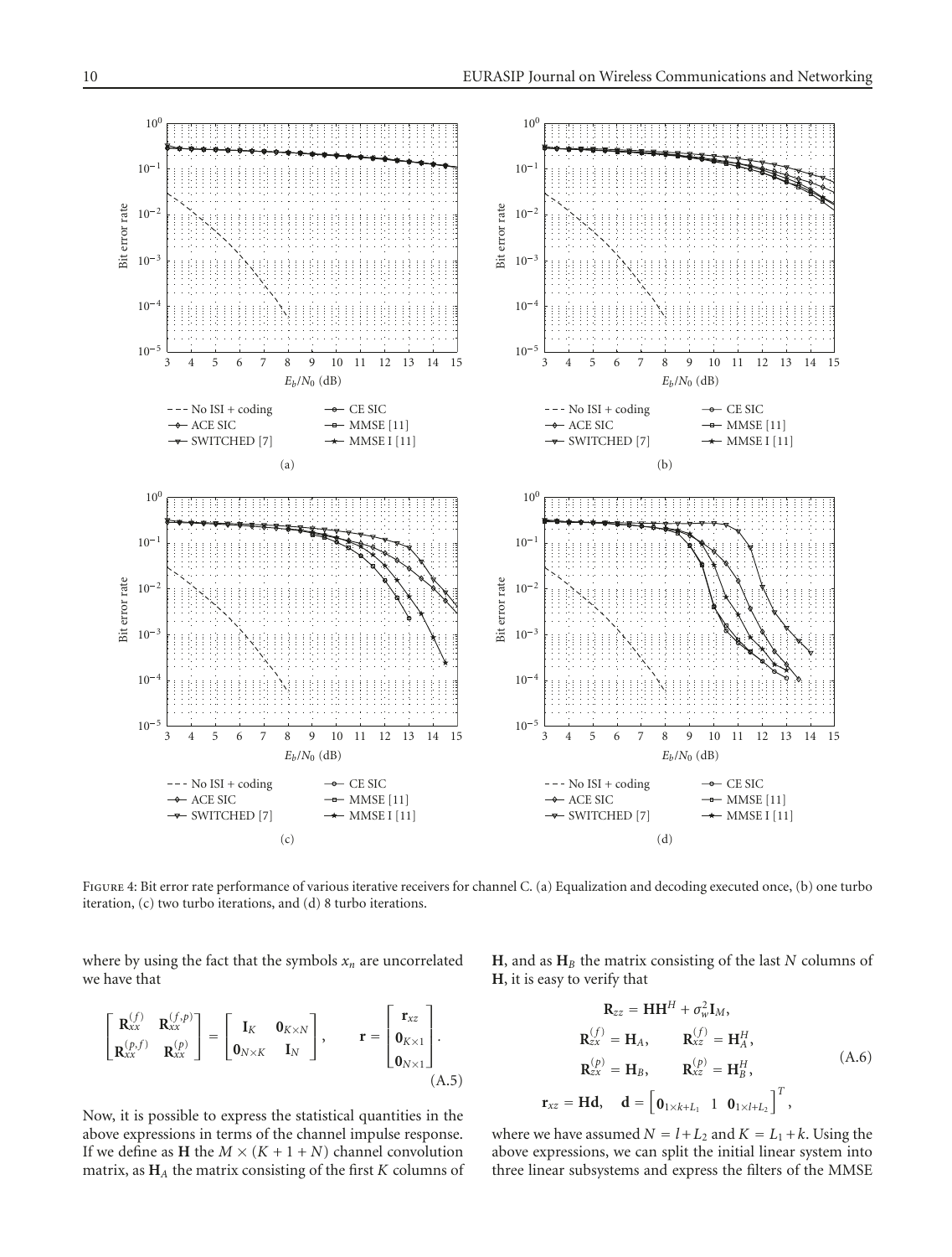Figure 4: Bit error rate performance of various iterative receivers for channel C. (a) Equalization and decoding executed once, (b) one turbo iteration, (c) two turbo iterations, and (d) 8 turbo iterations.

where by using the fact that the symbols $x_n$ are uncorrelated we have that

$$\begin{bmatrix} \mathbf{R}_{xx}^{(f)} & \mathbf{R}_{xx}^{(f,p)} \\ \mathbf{R}_{xx}^{(p,f)} & \mathbf{R}_{xx}^{(p)} \end{bmatrix} = \begin{bmatrix} \mathbf{I}_K & \mathbf{0}_{K\times N} \\ \mathbf{0}_{N\times K} & \mathbf{I}_N \end{bmatrix}, \qquad \mathbf{r} = \begin{bmatrix} \mathbf{r}_{xz} \\ \mathbf{0}_{K\times 1} \\ \mathbf{0}_{N\times 1} \end{bmatrix}. \tag{A.5}$$

Now, it is possible to express the statistical quantities in the above expressions in terms of the channel impulse response. If we define as $\mathbf{H}$ the $M \times (K+1+N)$ channel convolution matrix, as $\mathbf{H}_A$ the matrix consisting of the first $K$ columns of $\mathbf{H}$, and as $\mathbf{H}_B$ the matrix consisting of the last $N$ columns of $\mathbf{H}$, it is easy to verify that

$$\begin{aligned} \mathbf{R}_{zz} &= \mathbf{H}\mathbf{H}^H + \sigma_w^2 \mathbf{I}_M, \\ \mathbf{R}_{zx}^{(f)} &= \mathbf{H}_A, \qquad \mathbf{R}_{xz}^{(f)} = \mathbf{H}_A^H, \\ \mathbf{R}_{zx}^{(p)} &= \mathbf{H}_B, \qquad \mathbf{R}_{xz}^{(p)} = \mathbf{H}_B^H, \\ \mathbf{r}_{xz} &= \mathbf{H}\mathbf{d}, \quad \mathbf{d} = \begin{bmatrix} \mathbf{0}_{1\times k+L_1} & 1 & \mathbf{0}_{1\times l+L_2} \end{bmatrix}^T, \end{aligned} \tag{A.6}$$

where we have assumed $N = l + L_2$ and $K = L_1 + k$. Using the above expressions, we can split the initial linear system into three linear subsystems and express the filters of the MMSE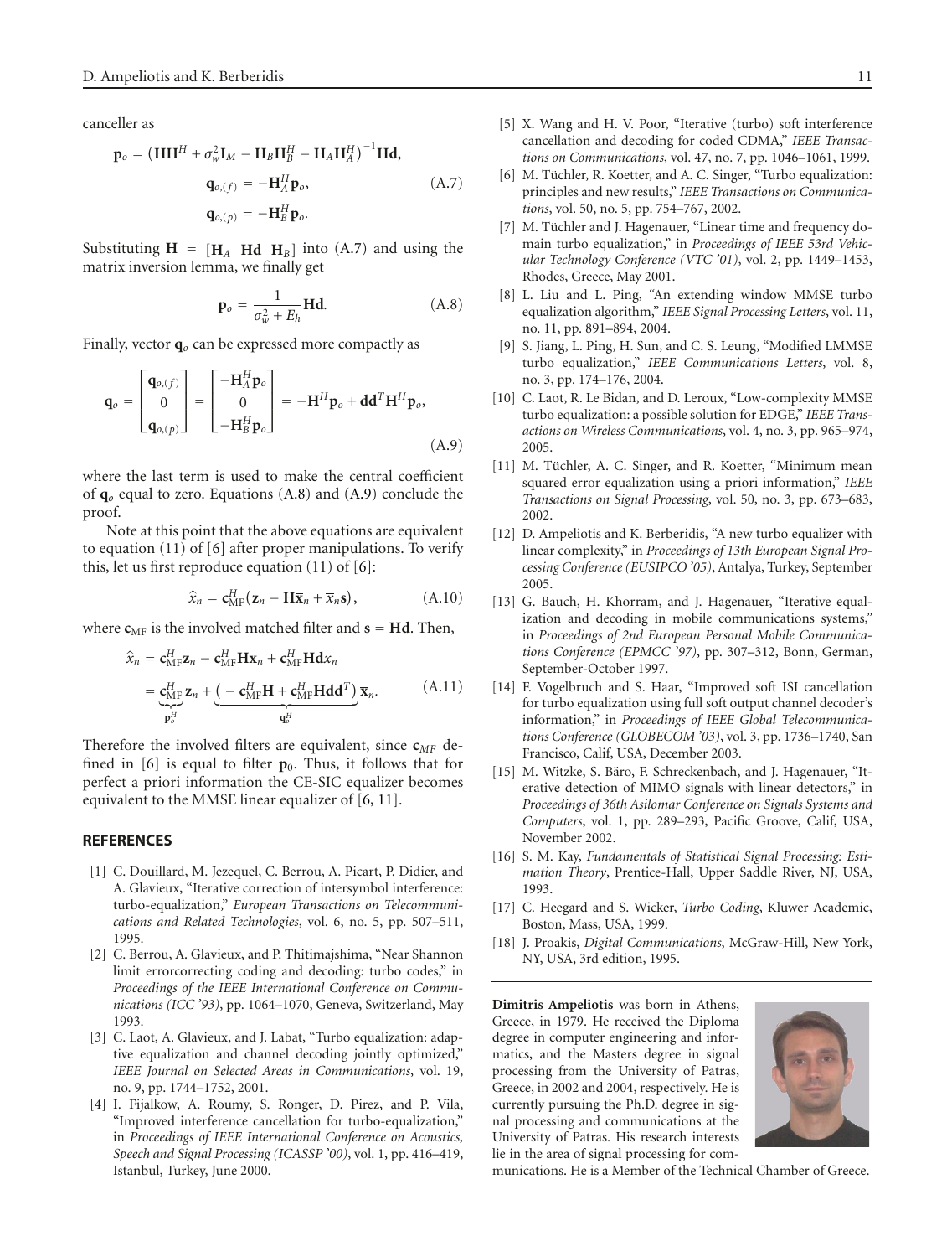canceller as

$$\mathbf{p}_o = \left(\mathbf{H}\mathbf{H}^H + \sigma_w^2 \mathbf{I}_M - \mathbf{H}_B\mathbf{H}_B^H - \mathbf{H}_A\mathbf{H}_A^H\right)^{-1}\mathbf{H}\mathbf{d},$$
$$\mathbf{q}_{o,(f)} = -\mathbf{H}_A^H \mathbf{p}_o, \tag{A.7}$$
$$\mathbf{q}_{o,(p)} = -\mathbf{H}_B^H \mathbf{p}_o.$$

Substituting $\mathbf{H} = [\mathbf{H}_A \ \ \mathbf{H}\mathbf{d} \ \ \mathbf{H}_B]$ into (A.7) and using the matrix inversion lemma, we finally get

$$\mathbf{p}_o = \frac{1}{\sigma_w^2 + E_h}\mathbf{H}\mathbf{d}. \tag{A.8}$$

Finally, vector $\mathbf{q}_o$ can be expressed more compactly as

$$\mathbf{q}_o = \begin{bmatrix} \mathbf{q}_{o,(f)} \\ 0 \\ \mathbf{q}_{o,(p)} \end{bmatrix} = \begin{bmatrix} -\mathbf{H}_A^H \mathbf{p}_o \\ 0 \\ -\mathbf{H}_B^H \mathbf{p}_o \end{bmatrix} = -\mathbf{H}^H\mathbf{p}_o + \mathbf{d}\mathbf{d}^T\mathbf{H}^H\mathbf{p}_o, \tag{A.9}$$

where the last term is used to make the central coefficient of $\mathbf{q}_o$ equal to zero. Equations (A.8) and (A.9) conclude the proof.

Note at this point that the above equations are equivalent to equation (11) of [6] after proper manipulations. To verify this, let us first reproduce equation (11) of [6]:

$$\hat{x}_n = \mathbf{c}_{\mathrm{MF}}^H(\mathbf{z}_n - \mathbf{H}\overline{\mathbf{x}}_n + \overline{x}_n\mathbf{s}), \tag{A.10}$$

where $\mathbf{c}_{\mathrm{MF}}$ is the involved matched filter and $\mathbf{s} = \mathbf{H}\mathbf{d}$. Then,

$$\begin{aligned}\hat{x}_n &= \mathbf{c}_{\mathrm{MF}}^H\mathbf{z}_n - \mathbf{c}_{\mathrm{MF}}^H\mathbf{H}\overline{\mathbf{x}}_n + \mathbf{c}_{\mathrm{MF}}^H\mathbf{H}\mathbf{d}\overline{x}_n \\ &= \underbrace{\mathbf{c}_{\mathrm{MF}}^H}_{\mathbf{p}_o^H}\mathbf{z}_n + \underbrace{\left(-\mathbf{c}_{\mathrm{MF}}^H\mathbf{H} + \mathbf{c}_{\mathrm{MF}}^H\mathbf{H}\mathbf{d}\mathbf{d}^T\right)}_{\mathbf{q}_o^H}\overline{\mathbf{x}}_n.\end{aligned} \tag{A.11}$$

Therefore the involved filters are equivalent, since $\mathbf{c}_{MF}$ defined in [6] is equal to filter $\mathbf{p}_0$. Thus, it follows that for perfect a priori information the CE-SIC equalizer becomes equivalent to the MMSE linear equalizer of [6, 11].

## REFERENCES

[1] C. Douillard, M. Jezequel, C. Berrou, A. Picart, P. Didier, and A. Glavieux, "Iterative correction of intersymbol interference: turbo-equalization," *European Transactions on Telecommunications and Related Technologies*, vol. 6, no. 5, pp. 507–511, 1995.

[2] C. Berrou, A. Glavieux, and P. Thitimajshima, "Near Shannon limit errorcorrecting coding and decoding: turbo codes," in *Proceedings of the IEEE International Conference on Communications (ICC '93)*, pp. 1064–1070, Geneva, Switzerland, May 1993.

[3] C. Laot, A. Glavieux, and J. Labat, "Turbo equalization: adaptive equalization and channel decoding jointly optimized," *IEEE Journal on Selected Areas in Communications*, vol. 19, no. 9, pp. 1744–1752, 2001.

[4] I. Fijalkow, A. Roumy, S. Ronger, D. Pirez, and P. Vila, "Improved interference cancellation for turbo-equalization," in *Proceedings of IEEE International Conference on Acoustics, Speech and Signal Processing (ICASSP '00)*, vol. 1, pp. 416–419, Istanbul, Turkey, June 2000.

[5] X. Wang and H. V. Poor, "Iterative (turbo) soft interference cancellation and decoding for coded CDMA," *IEEE Transactions on Communications*, vol. 47, no. 7, pp. 1046–1061, 1999.

[6] M. Tüchler, R. Koetter, and A. C. Singer, "Turbo equalization: principles and new results," *IEEE Transactions on Communications*, vol. 50, no. 5, pp. 754–767, 2002.

[7] M. Tüchler and J. Hagenauer, "Linear time and frequency domain turbo equalization," in *Proceedings of IEEE 53rd Vehicular Technology Conference (VTC '01)*, vol. 2, pp. 1449–1453, Rhodes, Greece, May 2001.

[8] L. Liu and L. Ping, "An extending window MMSE turbo equalization algorithm," *IEEE Signal Processing Letters*, vol. 11, no. 11, pp. 891–894, 2004.

[9] S. Jiang, L. Ping, H. Sun, and C. S. Leung, "Modified LMMSE turbo equalization," *IEEE Communications Letters*, vol. 8, no. 3, pp. 174–176, 2004.

[10] C. Laot, R. Le Bidan, and D. Leroux, "Low-complexity MMSE turbo equalization: a possible solution for EDGE," *IEEE Transactions on Wireless Communications*, vol. 4, no. 3, pp. 965–974, 2005.

[11] M. Tüchler, A. C. Singer, and R. Koetter, "Minimum mean squared error equalization using a priori information," *IEEE Transactions on Signal Processing*, vol. 50, no. 3, pp. 673–683, 2002.

[12] D. Ampeliotis and K. Berberidis, "A new turbo equalizer with linear complexity," in *Proceedings of 13th European Signal Processing Conference (EUSIPCO '05)*, Antalya, Turkey, September 2005.

[13] G. Bauch, H. Khorram, and J. Hagenauer, "Iterative equalization and decoding in mobile communications systems," in *Proceedings of 2nd European Personal Mobile Communications Conference (EPMCC '97)*, pp. 307–312, Bonn, German, September-October 1997.

[14] F. Vogelbruch and S. Haar, "Improved soft ISI cancellation for turbo equalization using full soft output channel decoder's information," in *Proceedings of IEEE Global Telecommunications Conference (GLOBECOM '03)*, vol. 3, pp. 1736–1740, San Francisco, Calif, USA, December 2003.

[15] M. Witzke, S. Bäro, F. Schreckenbach, and J. Hagenauer, "Iterative detection of MIMO signals with linear detectors," in *Proceedings of 36th Asilomar Conference on Signals Systems and Computers*, vol. 1, pp. 289–293, Pacific Groove, Calif, USA, November 2002.

[16] S. M. Kay, *Fundamentals of Statistical Signal Processing: Estimation Theory*, Prentice-Hall, Upper Saddle River, NJ, USA, 1993.

[17] C. Heegard and S. Wicker, *Turbo Coding*, Kluwer Academic, Boston, Mass, USA, 1999.

[18] J. Proakis, *Digital Communications*, McGraw-Hill, New York, NY, USA, 3rd edition, 1995.

---

**Dimitris Ampeliotis** was born in Athens, Greece, in 1979. He received the Diploma degree in computer engineering and informatics, and the Masters degree in signal processing from the University of Patras, Greece, in 2002 and 2004, respectively. He is currently pursuing the Ph.D. degree in signal processing and communications at the University of Patras. His research interests lie in the area of signal processing for communications. He is a Member of the Technical Chamber of Greece.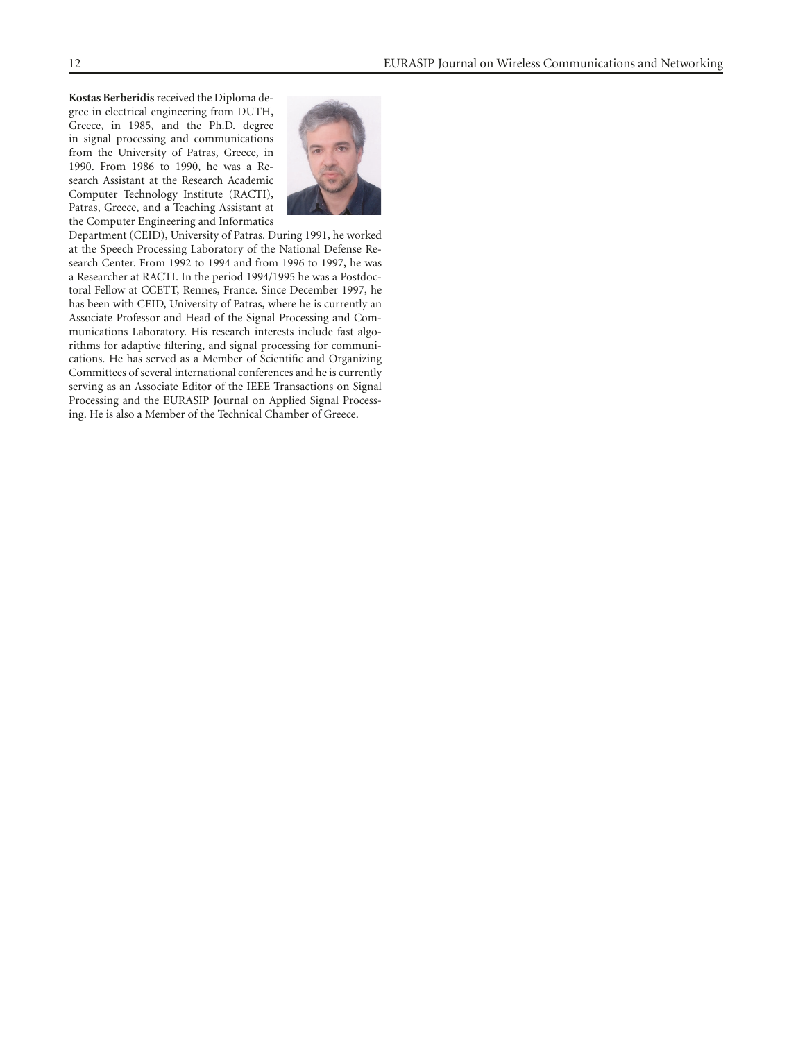**Kostas Berberidis** received the Diploma degree in electrical engineering from DUTH, Greece, in 1985, and the Ph.D. degree in signal processing and communications from the University of Patras, Greece, in 1990. From 1986 to 1990, he was a Research Assistant at the Research Academic Computer Technology Institute (RACTI), Patras, Greece, and a Teaching Assistant at the Computer Engineering and Informatics Department (CEID), University of Patras. During 1991, he worked at the Speech Processing Laboratory of the National Defense Research Center. From 1992 to 1994 and from 1996 to 1997, he was a Researcher at RACTI. In the period 1994/1995 he was a Postdoctoral Fellow at CCETT, Rennes, France. Since December 1997, he has been with CEID, University of Patras, where he is currently an Associate Professor and Head of the Signal Processing and Communications Laboratory. His research interests include fast algorithms for adaptive filtering, and signal processing for communications. He has served as a Member of Scientific and Organizing Committees of several international conferences and he is currently serving as an Associate Editor of the IEEE Transactions on Signal Processing and the EURASIP Journal on Applied Signal Processing. He is also a Member of the Technical Chamber of Greece.